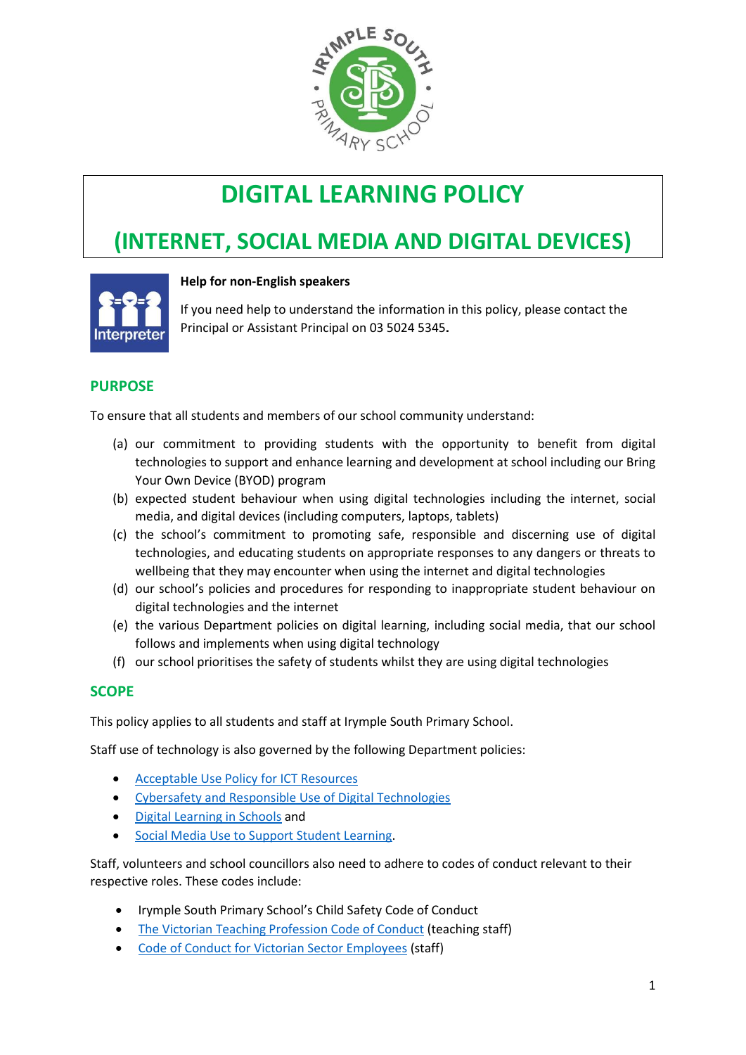# DIGITAL LEARNING POLICY

# (INTERNET, SOCIAL MEDIA AND DIGITAL DEVICES)

**Help for non-English speakers**

If you need help to understand the information in this policy, please contact the Principal or Assistant Principal on 03 5024 5345**.**

## PURPOSE

To ensure that all students and members of our school community understand:

(a) our commitment to providing students with the opportunity to benefit from digital technologies to support and enhance learning and development at school including our Bring Your Own Device (BYOD) program

(b) expected student behaviour when using digital technologies including the internet, social media, and digital devices (including computers, laptops, tablets)

(c) the school's commitment to promoting safe, responsible and discerning use of digital technologies, and educating students on appropriate responses to any dangers or threats to wellbeing that they may encounter when using the internet and digital technologies

(d) our school's policies and procedures for responding to inappropriate student behaviour on digital technologies and the internet

(e) the various Department policies on digital learning, including social media, that our school follows and implements when using digital technology

(f) our school prioritises the safety of students whilst they are using digital technologies

## SCOPE

This policy applies to all students and staff at Irymple South Primary School.

Staff use of technology is also governed by the following Department policies:

- Acceptable Use Policy for ICT Resources
- Cybersafety and Responsible Use of Digital Technologies
- Digital Learning in Schools and
- Social Media Use to Support Student Learning.

Staff, volunteers and school councillors also need to adhere to codes of conduct relevant to their respective roles. These codes include:

- Irymple South Primary School's Child Safety Code of Conduct
- The Victorian Teaching Profession Code of Conduct (teaching staff)
- Code of Conduct for Victorian Sector Employees (staff)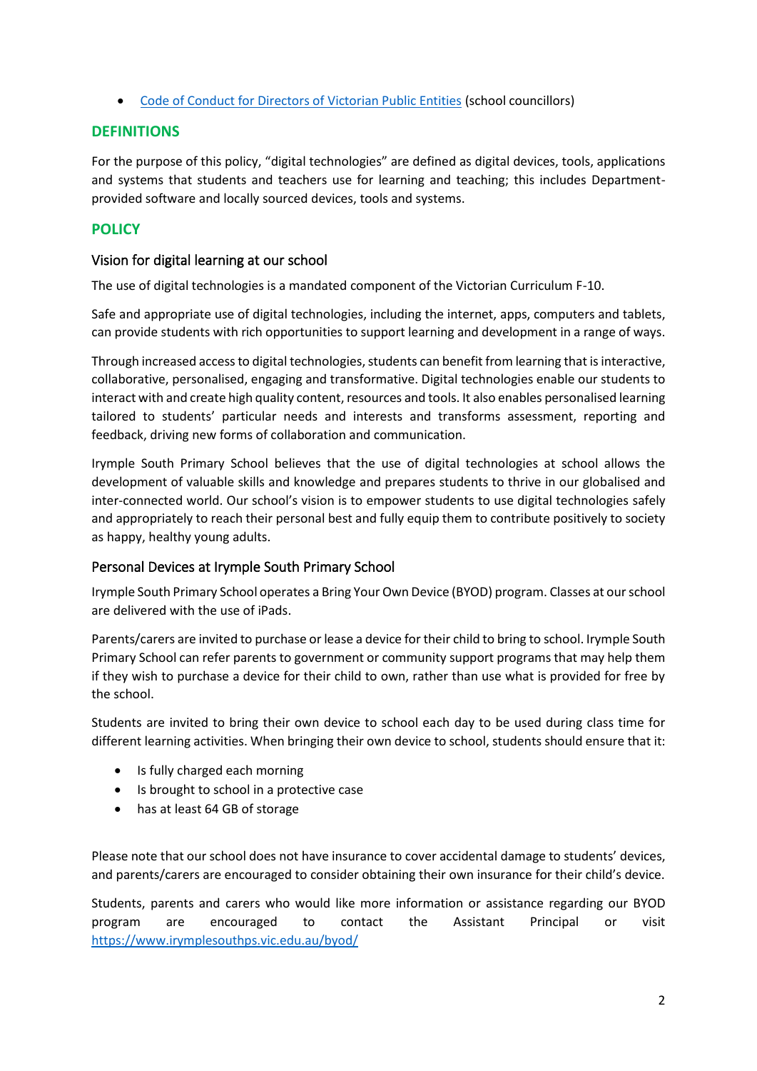- [Code of Conduct for Directors of Victorian Public Entities](#) (school councillors)

## DEFINITIONS

For the purpose of this policy, "digital technologies" are defined as digital devices, tools, applications and systems that students and teachers use for learning and teaching; this includes Department-provided software and locally sourced devices, tools and systems.

## POLICY

### Vision for digital learning at our school

The use of digital technologies is a mandated component of the Victorian Curriculum F-10.

Safe and appropriate use of digital technologies, including the internet, apps, computers and tablets, can provide students with rich opportunities to support learning and development in a range of ways.

Through increased access to digital technologies, students can benefit from learning that is interactive, collaborative, personalised, engaging and transformative. Digital technologies enable our students to interact with and create high quality content, resources and tools. It also enables personalised learning tailored to students' particular needs and interests and transforms assessment, reporting and feedback, driving new forms of collaboration and communication.

Irymple South Primary School believes that the use of digital technologies at school allows the development of valuable skills and knowledge and prepares students to thrive in our globalised and inter-connected world. Our school's vision is to empower students to use digital technologies safely and appropriately to reach their personal best and fully equip them to contribute positively to society as happy, healthy young adults.

### Personal Devices at Irymple South Primary School

Irymple South Primary School operates a Bring Your Own Device (BYOD) program. Classes at our school are delivered with the use of iPads.

Parents/carers are invited to purchase or lease a device for their child to bring to school. Irymple South Primary School can refer parents to government or community support programs that may help them if they wish to purchase a device for their child to own, rather than use what is provided for free by the school.

Students are invited to bring their own device to school each day to be used during class time for different learning activities. When bringing their own device to school, students should ensure that it:

- Is fully charged each morning
- Is brought to school in a protective case
- has at least 64 GB of storage

Please note that our school does not have insurance to cover accidental damage to students' devices, and parents/carers are encouraged to consider obtaining their own insurance for their child's device.

Students, parents and carers who would like more information or assistance regarding our BYOD program are encouraged to contact the Assistant Principal or visit [https://www.irymplesouthps.vic.edu.au/byod/](https://www.irymplesouthps.vic.edu.au/byod/)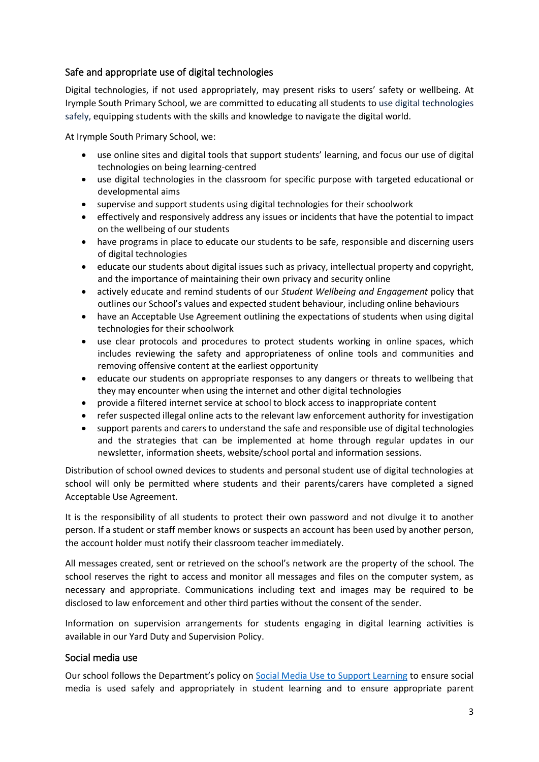## Safe and appropriate use of digital technologies

Digital technologies, if not used appropriately, may present risks to users' safety or wellbeing. At Irymple South Primary School, we are committed to educating all students to use digital technologies safely, equipping students with the skills and knowledge to navigate the digital world.

At Irymple South Primary School, we:

- use online sites and digital tools that support students' learning, and focus our use of digital technologies on being learning-centred
- use digital technologies in the classroom for specific purpose with targeted educational or developmental aims
- supervise and support students using digital technologies for their schoolwork
- effectively and responsively address any issues or incidents that have the potential to impact on the wellbeing of our students
- have programs in place to educate our students to be safe, responsible and discerning users of digital technologies
- educate our students about digital issues such as privacy, intellectual property and copyright, and the importance of maintaining their own privacy and security online
- actively educate and remind students of our *Student Wellbeing and Engagement* policy that outlines our School's values and expected student behaviour, including online behaviours
- have an Acceptable Use Agreement outlining the expectations of students when using digital technologies for their schoolwork
- use clear protocols and procedures to protect students working in online spaces, which includes reviewing the safety and appropriateness of online tools and communities and removing offensive content at the earliest opportunity
- educate our students on appropriate responses to any dangers or threats to wellbeing that they may encounter when using the internet and other digital technologies
- provide a filtered internet service at school to block access to inappropriate content
- refer suspected illegal online acts to the relevant law enforcement authority for investigation
- support parents and carers to understand the safe and responsible use of digital technologies and the strategies that can be implemented at home through regular updates in our newsletter, information sheets, website/school portal and information sessions.

Distribution of school owned devices to students and personal student use of digital technologies at school will only be permitted where students and their parents/carers have completed a signed Acceptable Use Agreement.

It is the responsibility of all students to protect their own password and not divulge it to another person. If a student or staff member knows or suspects an account has been used by another person, the account holder must notify their classroom teacher immediately.

All messages created, sent or retrieved on the school's network are the property of the school. The school reserves the right to access and monitor all messages and files on the computer system, as necessary and appropriate. Communications including text and images may be required to be disclosed to law enforcement and other third parties without the consent of the sender.

Information on supervision arrangements for students engaging in digital learning activities is available in our Yard Duty and Supervision Policy.

## Social media use

Our school follows the Department's policy on Social Media Use to Support Learning to ensure social media is used safely and appropriately in student learning and to ensure appropriate parent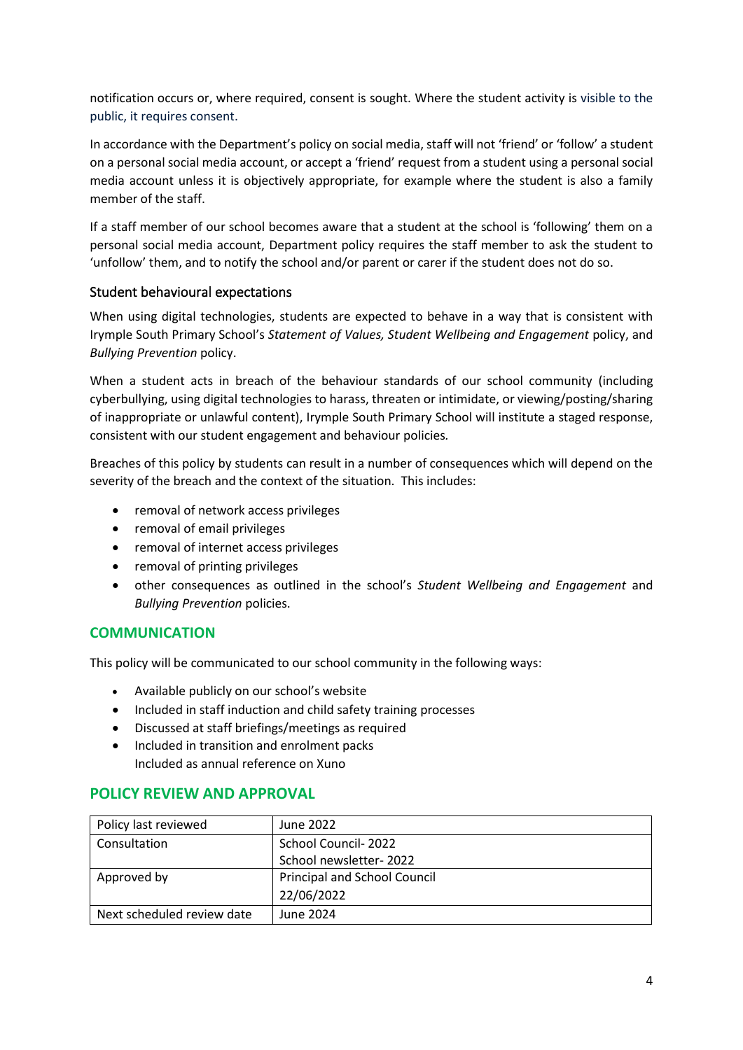notification occurs or, where required, consent is sought. Where the student activity is visible to the public, it requires consent.

In accordance with the Department's policy on social media, staff will not 'friend' or 'follow' a student on a personal social media account, or accept a 'friend' request from a student using a personal social media account unless it is objectively appropriate, for example where the student is also a family member of the staff.

If a staff member of our school becomes aware that a student at the school is 'following' them on a personal social media account, Department policy requires the staff member to ask the student to 'unfollow' them, and to notify the school and/or parent or carer if the student does not do so.

### Student behavioural expectations

When using digital technologies, students are expected to behave in a way that is consistent with Irymple South Primary School's *Statement of Values, Student Wellbeing and Engagement* policy, and *Bullying Prevention* policy.

When a student acts in breach of the behaviour standards of our school community (including cyberbullying, using digital technologies to harass, threaten or intimidate, or viewing/posting/sharing of inappropriate or unlawful content), Irymple South Primary School will institute a staged response, consistent with our student engagement and behaviour policies.

Breaches of this policy by students can result in a number of consequences which will depend on the severity of the breach and the context of the situation. This includes:

- removal of network access privileges
- removal of email privileges
- removal of internet access privileges
- removal of printing privileges
- other consequences as outlined in the school's *Student Wellbeing and Engagement* and *Bullying Prevention* policies.

## COMMUNICATION

This policy will be communicated to our school community in the following ways:

- Available publicly on our school's website
- Included in staff induction and child safety training processes
- Discussed at staff briefings/meetings as required
- Included in transition and enrolment packs
  Included as annual reference on Xuno

## POLICY REVIEW AND APPROVAL

| | |
|---|---|
| Policy last reviewed | June 2022 |
| Consultation | School Council- 2022<br>School newsletter- 2022 |
| Approved by | Principal and School Council<br>22/06/2022 |
| Next scheduled review date | June 2024 |